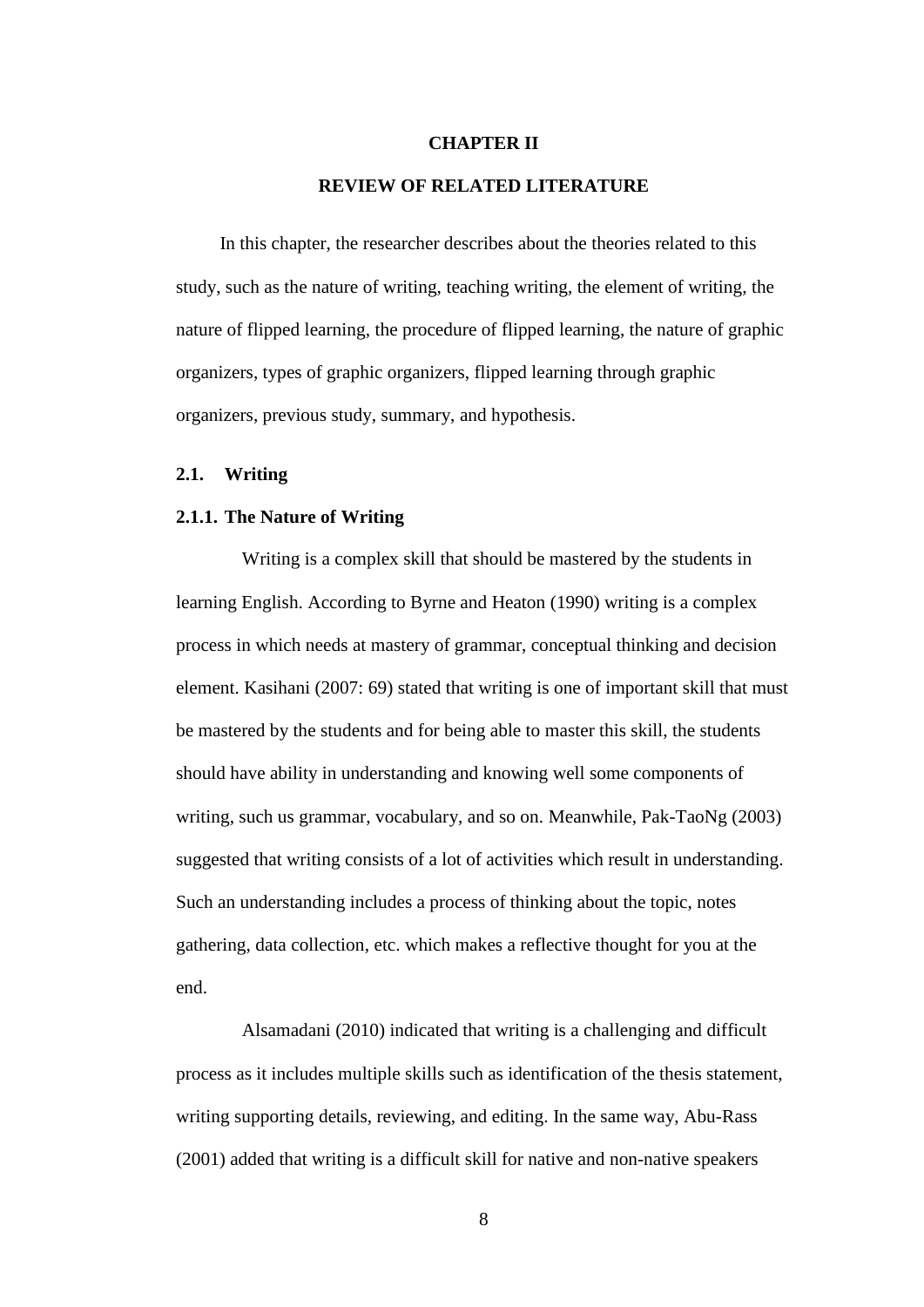# CHAPTER II

# REVIEW OF RELATED LITERATURE

In this chapter, the researcher describes about the theories related to this study, such as the nature of writing, teaching writing, the element of writing, the nature of flipped learning, the procedure of flipped learning, the nature of graphic organizers, types of graphic organizers, flipped learning through graphic organizers, previous study, summary, and hypothesis.

## 2.1. Writing

### 2.1.1. The Nature of Writing

Writing is a complex skill that should be mastered by the students in learning English. According to Byrne and Heaton (1990) writing is a complex process in which needs at mastery of grammar, conceptual thinking and decision element. Kasihani (2007: 69) stated that writing is one of important skill that must be mastered by the students and for being able to master this skill, the students should have ability in understanding and knowing well some components of writing, such us grammar, vocabulary, and so on. Meanwhile, Pak-TaoNg (2003) suggested that writing consists of a lot of activities which result in understanding. Such an understanding includes a process of thinking about the topic, notes gathering, data collection, etc. which makes a reflective thought for you at the end.

Alsamadani (2010) indicated that writing is a challenging and difficult process as it includes multiple skills such as identification of the thesis statement, writing supporting details, reviewing, and editing. In the same way, Abu-Rass (2001) added that writing is a difficult skill for native and non-native speakers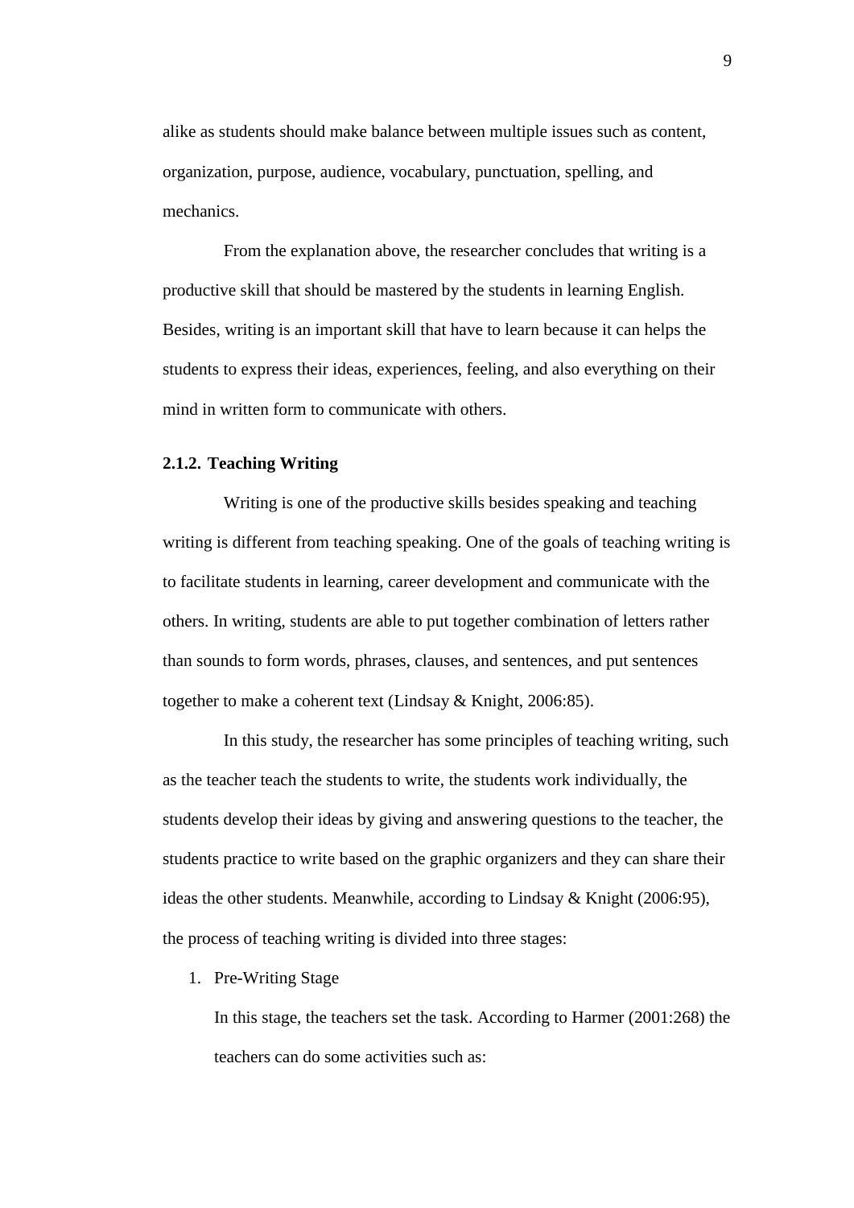alike as students should make balance between multiple issues such as content, organization, purpose, audience, vocabulary, punctuation, spelling, and mechanics.

From the explanation above, the researcher concludes that writing is a productive skill that should be mastered by the students in learning English. Besides, writing is an important skill that have to learn because it can helps the students to express their ideas, experiences, feeling, and also everything on their mind in written form to communicate with others.

### 2.1.2. Teaching Writing

Writing is one of the productive skills besides speaking and teaching writing is different from teaching speaking. One of the goals of teaching writing is to facilitate students in learning, career development and communicate with the others. In writing, students are able to put together combination of letters rather than sounds to form words, phrases, clauses, and sentences, and put sentences together to make a coherent text (Lindsay & Knight, 2006:85).

In this study, the researcher has some principles of teaching writing, such as the teacher teach the students to write, the students work individually, the students develop their ideas by giving and answering questions to the teacher, the students practice to write based on the graphic organizers and they can share their ideas the other students. Meanwhile, according to Lindsay & Knight (2006:95), the process of teaching writing is divided into three stages:

1. Pre-Writing Stage

   In this stage, the teachers set the task. According to Harmer (2001:268) the teachers can do some activities such as: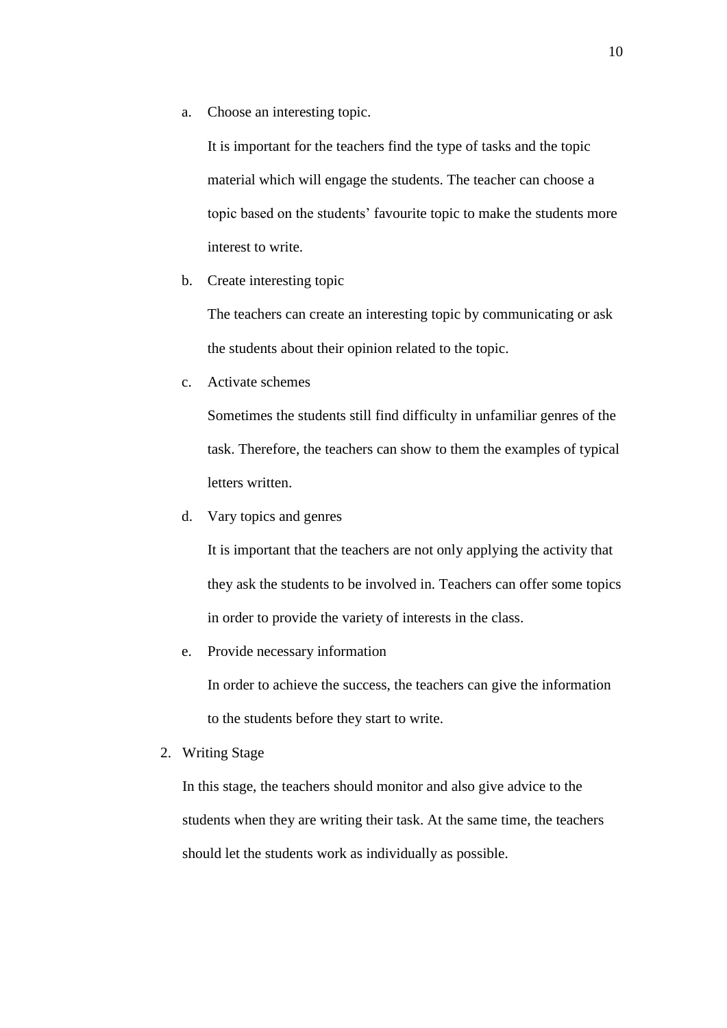a. Choose an interesting topic.

   It is important for the teachers find the type of tasks and the topic material which will engage the students. The teacher can choose a topic based on the students' favourite topic to make the students more interest to write.

b. Create interesting topic

   The teachers can create an interesting topic by communicating or ask the students about their opinion related to the topic.

c. Activate schemes

   Sometimes the students still find difficulty in unfamiliar genres of the task. Therefore, the teachers can show to them the examples of typical letters written.

d. Vary topics and genres

   It is important that the teachers are not only applying the activity that they ask the students to be involved in. Teachers can offer some topics in order to provide the variety of interests in the class.

e. Provide necessary information

   In order to achieve the success, the teachers can give the information to the students before they start to write.

2. Writing Stage

   In this stage, the teachers should monitor and also give advice to the students when they are writing their task. At the same time, the teachers should let the students work as individually as possible.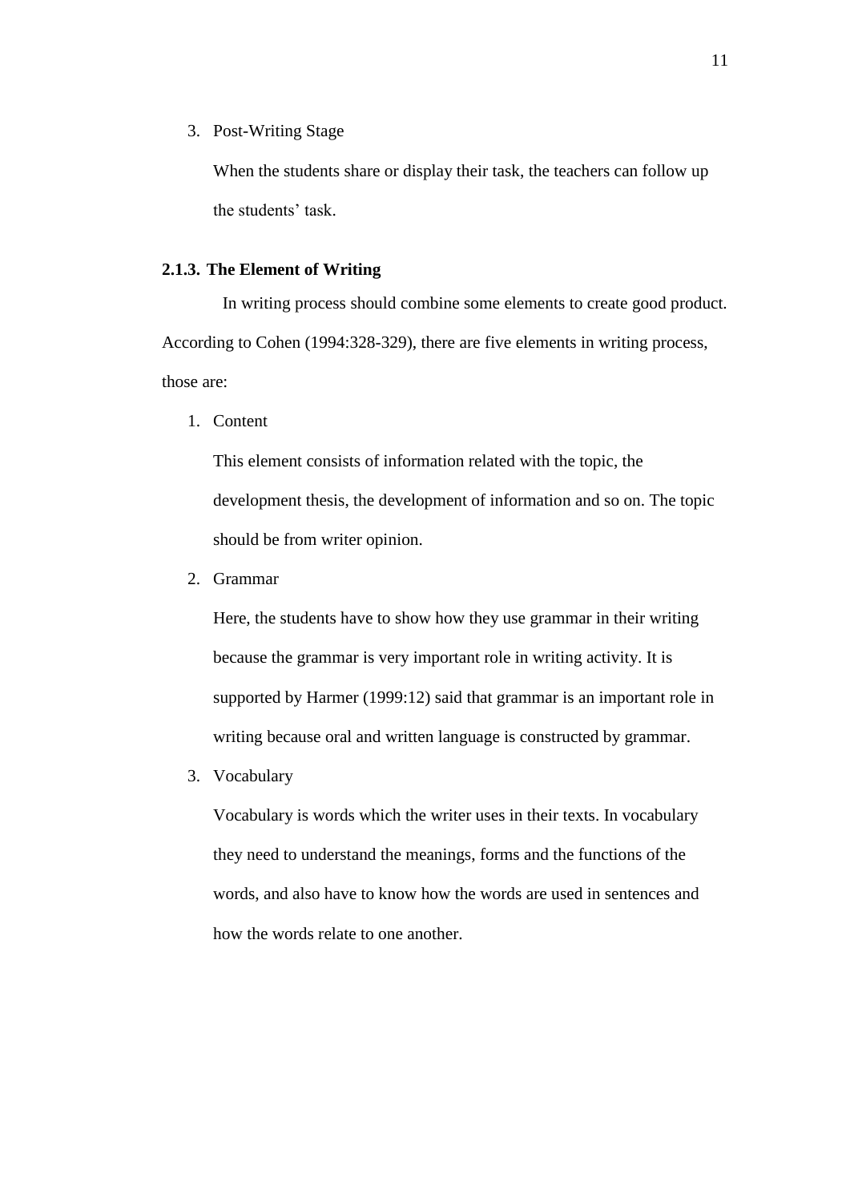3. Post-Writing Stage

   When the students share or display their task, the teachers can follow up the students' task.

### 2.1.3. The Element of Writing

In writing process should combine some elements to create good product. According to Cohen (1994:328-329), there are five elements in writing process, those are:

1. Content

   This element consists of information related with the topic, the development thesis, the development of information and so on. The topic should be from writer opinion.

2. Grammar

   Here, the students have to show how they use grammar in their writing because the grammar is very important role in writing activity. It is supported by Harmer (1999:12) said that grammar is an important role in writing because oral and written language is constructed by grammar.

3. Vocabulary

   Vocabulary is words which the writer uses in their texts. In vocabulary they need to understand the meanings, forms and the functions of the words, and also have to know how the words are used in sentences and how the words relate to one another.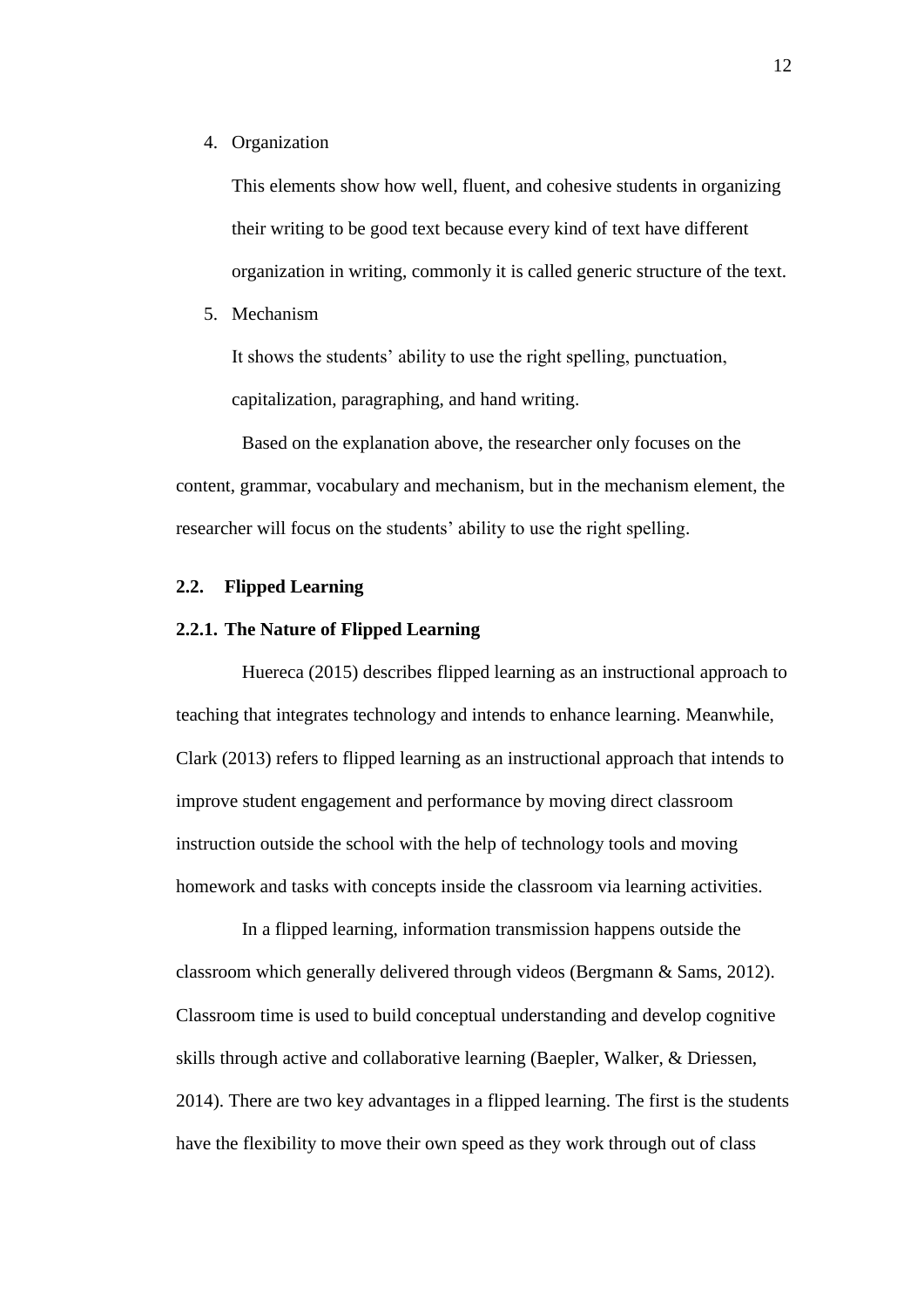4. Organization

   This elements show how well, fluent, and cohesive students in organizing their writing to be good text because every kind of text have different organization in writing, commonly it is called generic structure of the text.

5. Mechanism

   It shows the students' ability to use the right spelling, punctuation, capitalization, paragraphing, and hand writing.

Based on the explanation above, the researcher only focuses on the content, grammar, vocabulary and mechanism, but in the mechanism element, the researcher will focus on the students' ability to use the right spelling.

## 2.2. Flipped Learning

### 2.2.1. The Nature of Flipped Learning

Huereca (2015) describes flipped learning as an instructional approach to teaching that integrates technology and intends to enhance learning. Meanwhile, Clark (2013) refers to flipped learning as an instructional approach that intends to improve student engagement and performance by moving direct classroom instruction outside the school with the help of technology tools and moving homework and tasks with concepts inside the classroom via learning activities.

In a flipped learning, information transmission happens outside the classroom which generally delivered through videos (Bergmann & Sams, 2012). Classroom time is used to build conceptual understanding and develop cognitive skills through active and collaborative learning (Baepler, Walker, & Driessen, 2014). There are two key advantages in a flipped learning. The first is the students have the flexibility to move their own speed as they work through out of class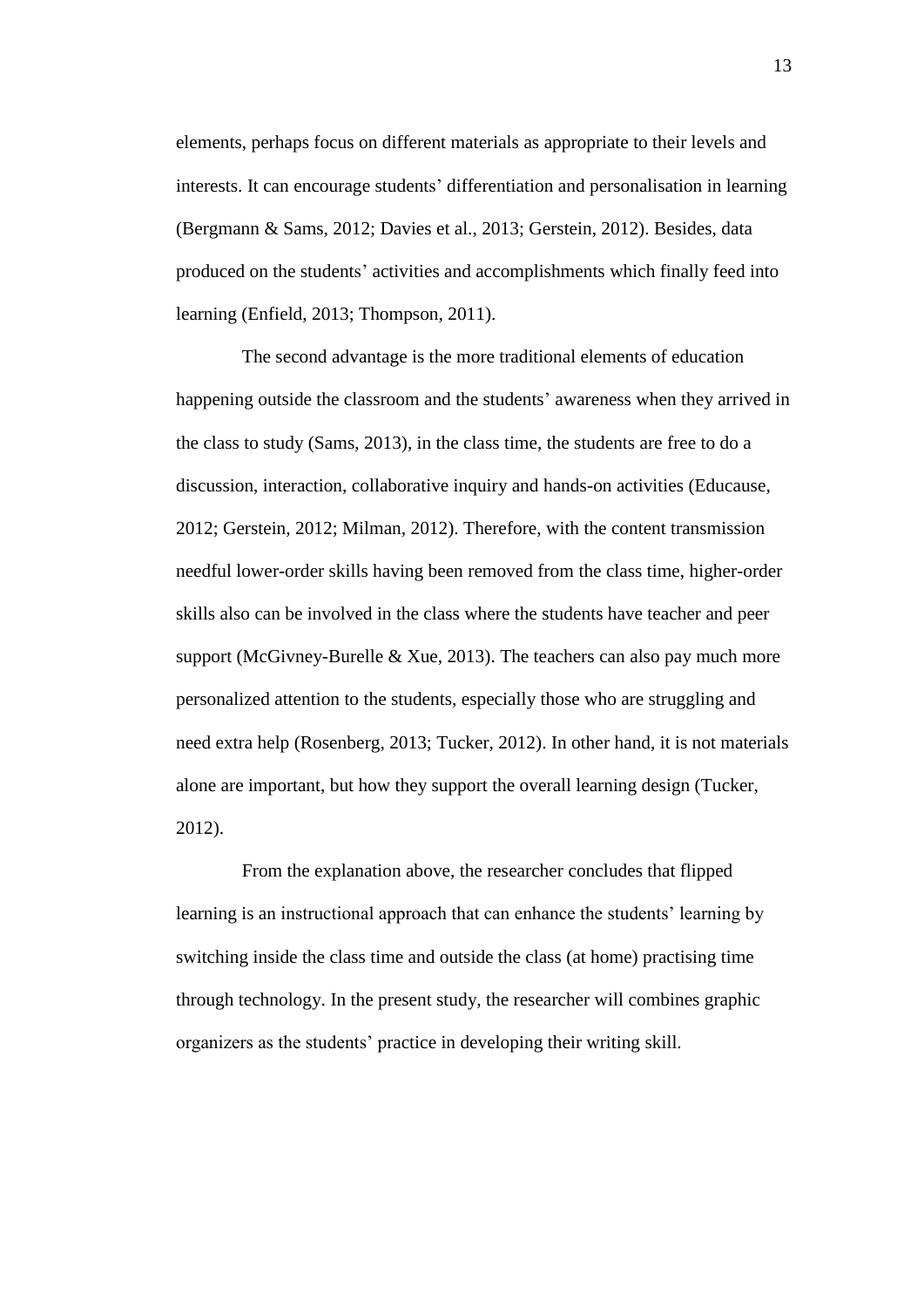elements, perhaps focus on different materials as appropriate to their levels and interests. It can encourage students' differentiation and personalisation in learning (Bergmann & Sams, 2012; Davies et al., 2013; Gerstein, 2012). Besides, data produced on the students' activities and accomplishments which finally feed into learning (Enfield, 2013; Thompson, 2011).

The second advantage is the more traditional elements of education happening outside the classroom and the students' awareness when they arrived in the class to study (Sams, 2013), in the class time, the students are free to do a discussion, interaction, collaborative inquiry and hands-on activities (Educause, 2012; Gerstein, 2012; Milman, 2012). Therefore, with the content transmission needful lower-order skills having been removed from the class time, higher-order skills also can be involved in the class where the students have teacher and peer support (McGivney-Burelle & Xue, 2013). The teachers can also pay much more personalized attention to the students, especially those who are struggling and need extra help (Rosenberg, 2013; Tucker, 2012). In other hand, it is not materials alone are important, but how they support the overall learning design (Tucker, 2012).

From the explanation above, the researcher concludes that flipped learning is an instructional approach that can enhance the students' learning by switching inside the class time and outside the class (at home) practising time through technology. In the present study, the researcher will combines graphic organizers as the students' practice in developing their writing skill.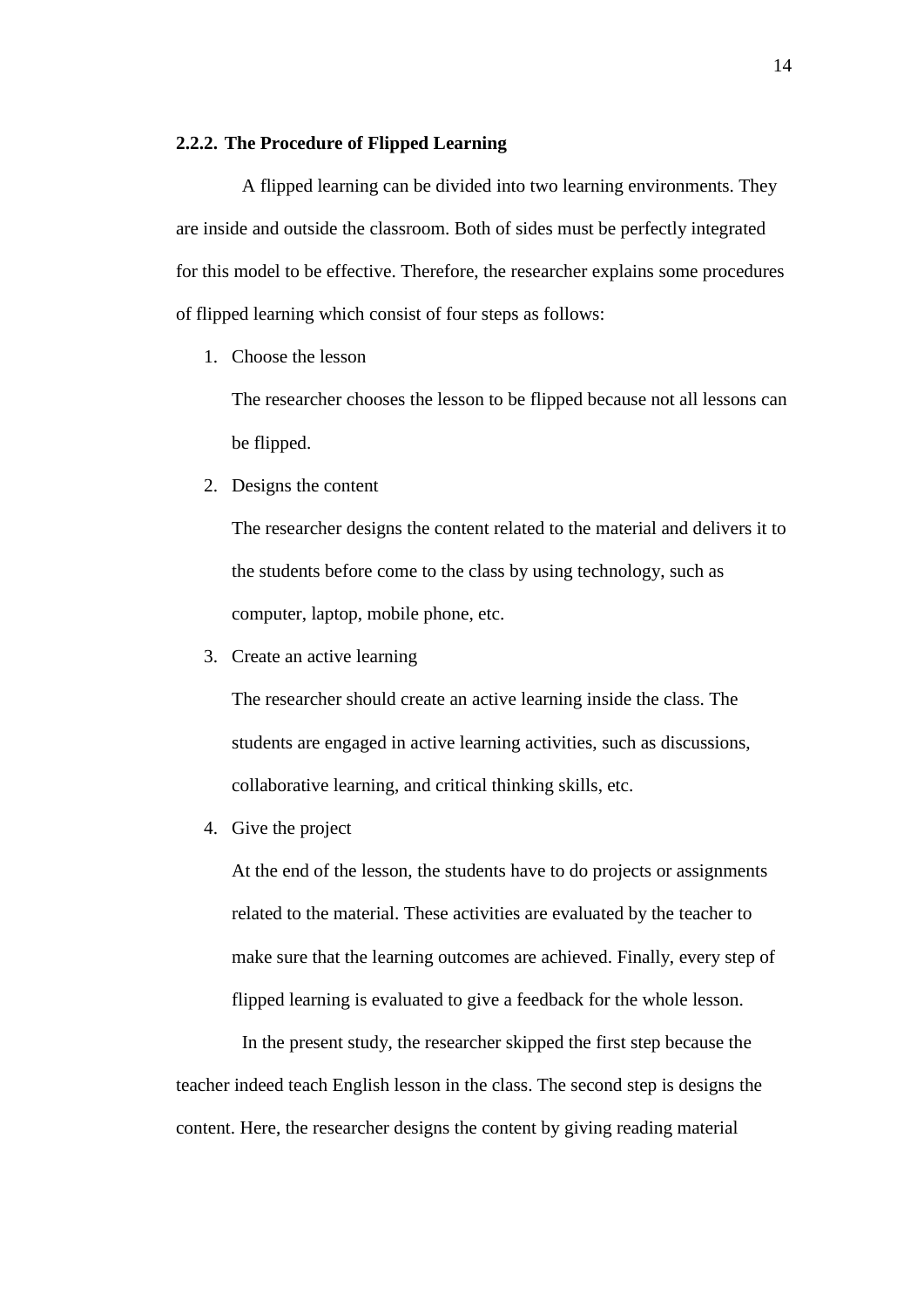### 2.2.2. The Procedure of Flipped Learning

A flipped learning can be divided into two learning environments. They are inside and outside the classroom. Both of sides must be perfectly integrated for this model to be effective. Therefore, the researcher explains some procedures of flipped learning which consist of four steps as follows:

1. Choose the lesson

   The researcher chooses the lesson to be flipped because not all lessons can be flipped.

2. Designs the content

   The researcher designs the content related to the material and delivers it to the students before come to the class by using technology, such as computer, laptop, mobile phone, etc.

3. Create an active learning

   The researcher should create an active learning inside the class. The students are engaged in active learning activities, such as discussions, collaborative learning, and critical thinking skills, etc.

4. Give the project

   At the end of the lesson, the students have to do projects or assignments related to the material. These activities are evaluated by the teacher to make sure that the learning outcomes are achieved. Finally, every step of flipped learning is evaluated to give a feedback for the whole lesson.

In the present study, the researcher skipped the first step because the teacher indeed teach English lesson in the class. The second step is designs the content. Here, the researcher designs the content by giving reading material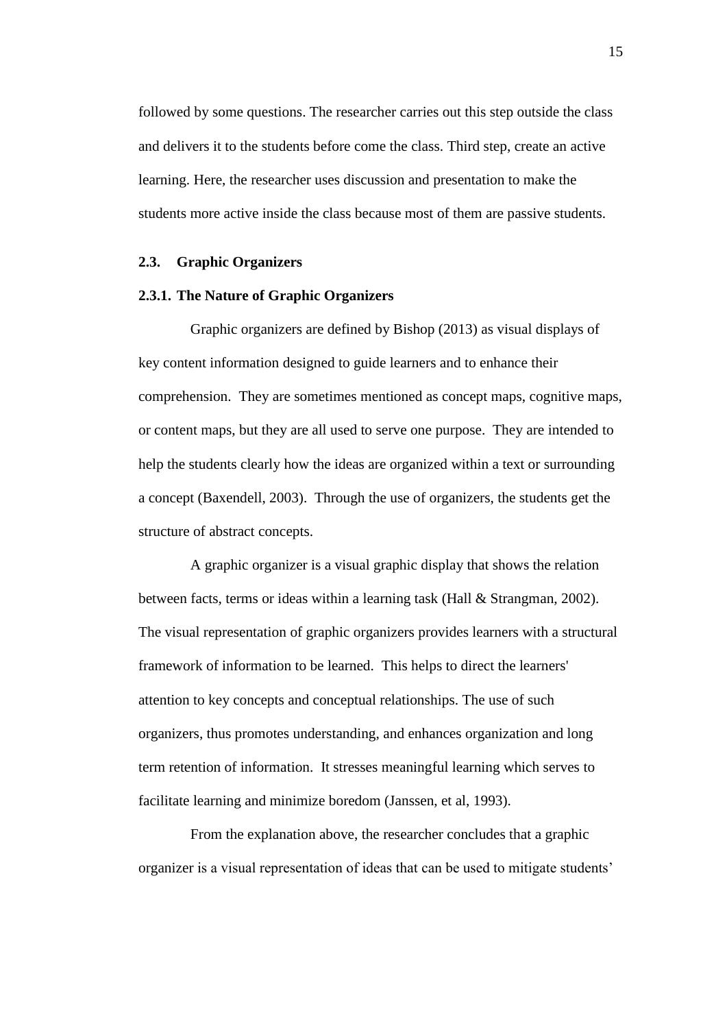followed by some questions. The researcher carries out this step outside the class and delivers it to the students before come the class. Third step, create an active learning. Here, the researcher uses discussion and presentation to make the students more active inside the class because most of them are passive students.

## 2.3. Graphic Organizers

### 2.3.1. The Nature of Graphic Organizers

Graphic organizers are defined by Bishop (2013) as visual displays of key content information designed to guide learners and to enhance their comprehension. They are sometimes mentioned as concept maps, cognitive maps, or content maps, but they are all used to serve one purpose. They are intended to help the students clearly how the ideas are organized within a text or surrounding a concept (Baxendell, 2003). Through the use of organizers, the students get the structure of abstract concepts.

A graphic organizer is a visual graphic display that shows the relation between facts, terms or ideas within a learning task (Hall & Strangman, 2002). The visual representation of graphic organizers provides learners with a structural framework of information to be learned. This helps to direct the learners' attention to key concepts and conceptual relationships. The use of such organizers, thus promotes understanding, and enhances organization and long term retention of information. It stresses meaningful learning which serves to facilitate learning and minimize boredom (Janssen, et al, 1993).

From the explanation above, the researcher concludes that a graphic organizer is a visual representation of ideas that can be used to mitigate students'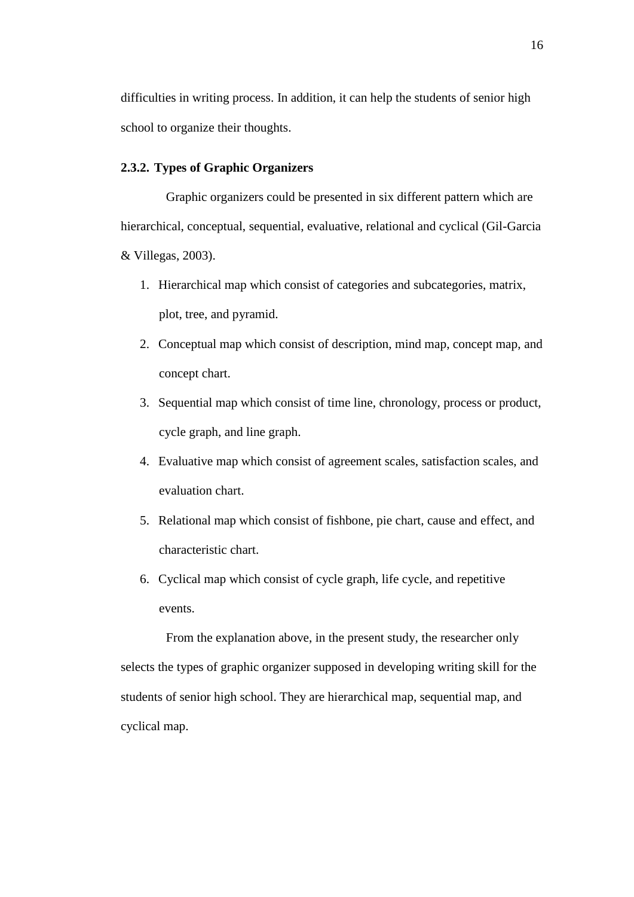difficulties in writing process. In addition, it can help the students of senior high school to organize their thoughts.

### 2.3.2. Types of Graphic Organizers

Graphic organizers could be presented in six different pattern which are hierarchical, conceptual, sequential, evaluative, relational and cyclical (Gil-Garcia & Villegas, 2003).

1. Hierarchical map which consist of categories and subcategories, matrix, plot, tree, and pyramid.
2. Conceptual map which consist of description, mind map, concept map, and concept chart.
3. Sequential map which consist of time line, chronology, process or product, cycle graph, and line graph.
4. Evaluative map which consist of agreement scales, satisfaction scales, and evaluation chart.
5. Relational map which consist of fishbone, pie chart, cause and effect, and characteristic chart.
6. Cyclical map which consist of cycle graph, life cycle, and repetitive events.

From the explanation above, in the present study, the researcher only selects the types of graphic organizer supposed in developing writing skill for the students of senior high school. They are hierarchical map, sequential map, and cyclical map.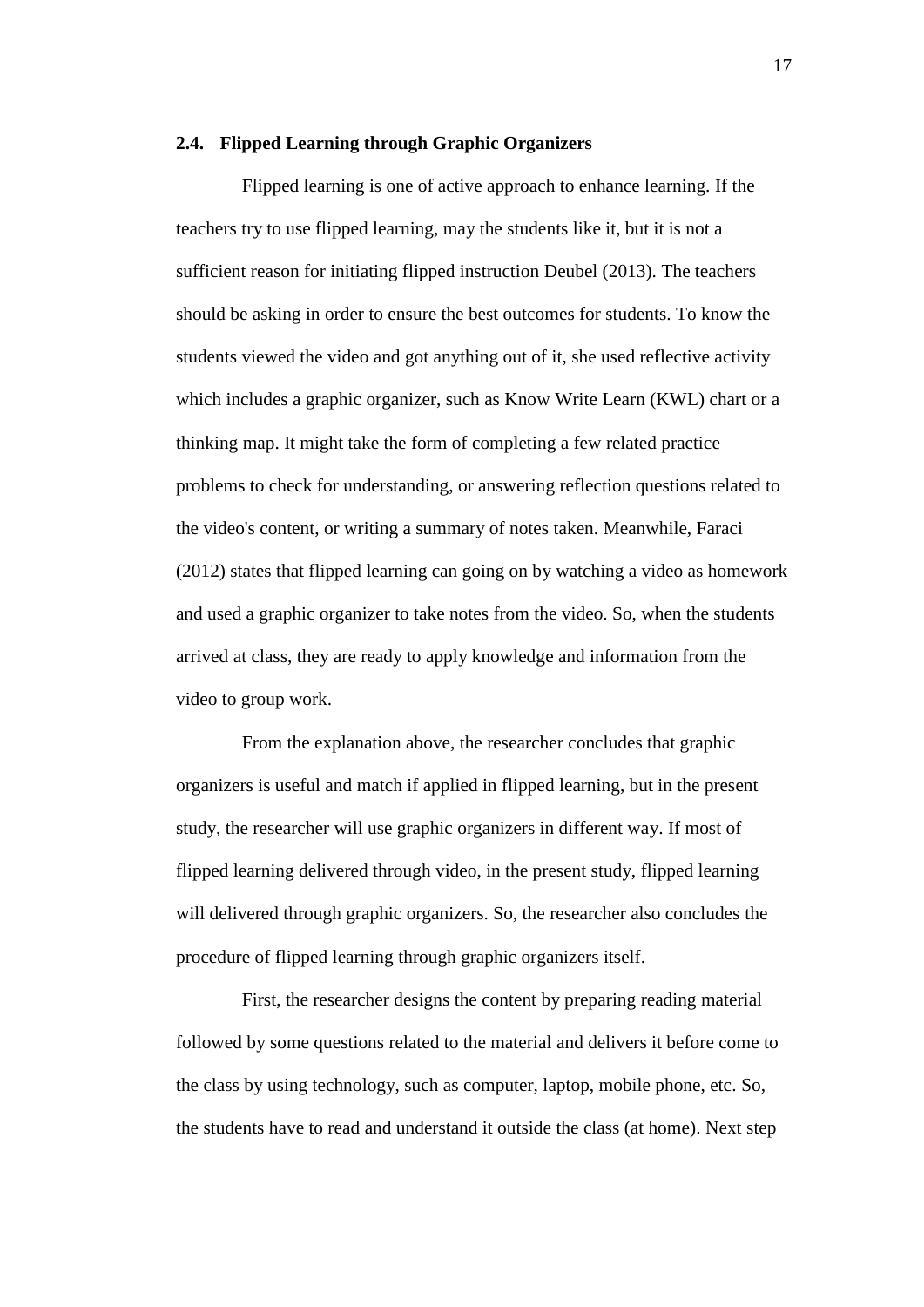### 2.4. Flipped Learning through Graphic Organizers

Flipped learning is one of active approach to enhance learning. If the teachers try to use flipped learning, may the students like it, but it is not a sufficient reason for initiating flipped instruction Deubel (2013). The teachers should be asking in order to ensure the best outcomes for students. To know the students viewed the video and got anything out of it, she used reflective activity which includes a graphic organizer, such as Know Write Learn (KWL) chart or a thinking map. It might take the form of completing a few related practice problems to check for understanding, or answering reflection questions related to the video's content, or writing a summary of notes taken. Meanwhile, Faraci (2012) states that flipped learning can going on by watching a video as homework and used a graphic organizer to take notes from the video. So, when the students arrived at class, they are ready to apply knowledge and information from the video to group work.

From the explanation above, the researcher concludes that graphic organizers is useful and match if applied in flipped learning, but in the present study, the researcher will use graphic organizers in different way. If most of flipped learning delivered through video, in the present study, flipped learning will delivered through graphic organizers. So, the researcher also concludes the procedure of flipped learning through graphic organizers itself.

First, the researcher designs the content by preparing reading material followed by some questions related to the material and delivers it before come to the class by using technology, such as computer, laptop, mobile phone, etc. So, the students have to read and understand it outside the class (at home). Next step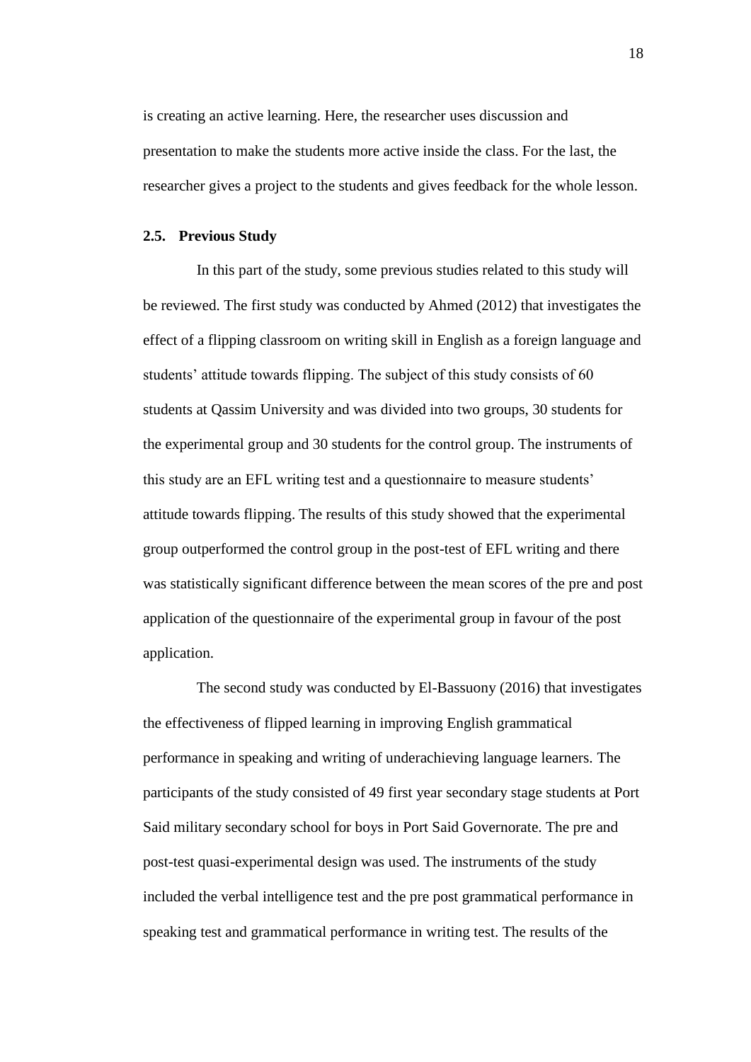is creating an active learning. Here, the researcher uses discussion and presentation to make the students more active inside the class. For the last, the researcher gives a project to the students and gives feedback for the whole lesson.

## 2.5. Previous Study

In this part of the study, some previous studies related to this study will be reviewed. The first study was conducted by Ahmed (2012) that investigates the effect of a flipping classroom on writing skill in English as a foreign language and students' attitude towards flipping. The subject of this study consists of 60 students at Qassim University and was divided into two groups, 30 students for the experimental group and 30 students for the control group. The instruments of this study are an EFL writing test and a questionnaire to measure students' attitude towards flipping. The results of this study showed that the experimental group outperformed the control group in the post-test of EFL writing and there was statistically significant difference between the mean scores of the pre and post application of the questionnaire of the experimental group in favour of the post application.

The second study was conducted by El-Bassuony (2016) that investigates the effectiveness of flipped learning in improving English grammatical performance in speaking and writing of underachieving language learners. The participants of the study consisted of 49 first year secondary stage students at Port Said military secondary school for boys in Port Said Governorate. The pre and post-test quasi-experimental design was used. The instruments of the study included the verbal intelligence test and the pre post grammatical performance in speaking test and grammatical performance in writing test. The results of the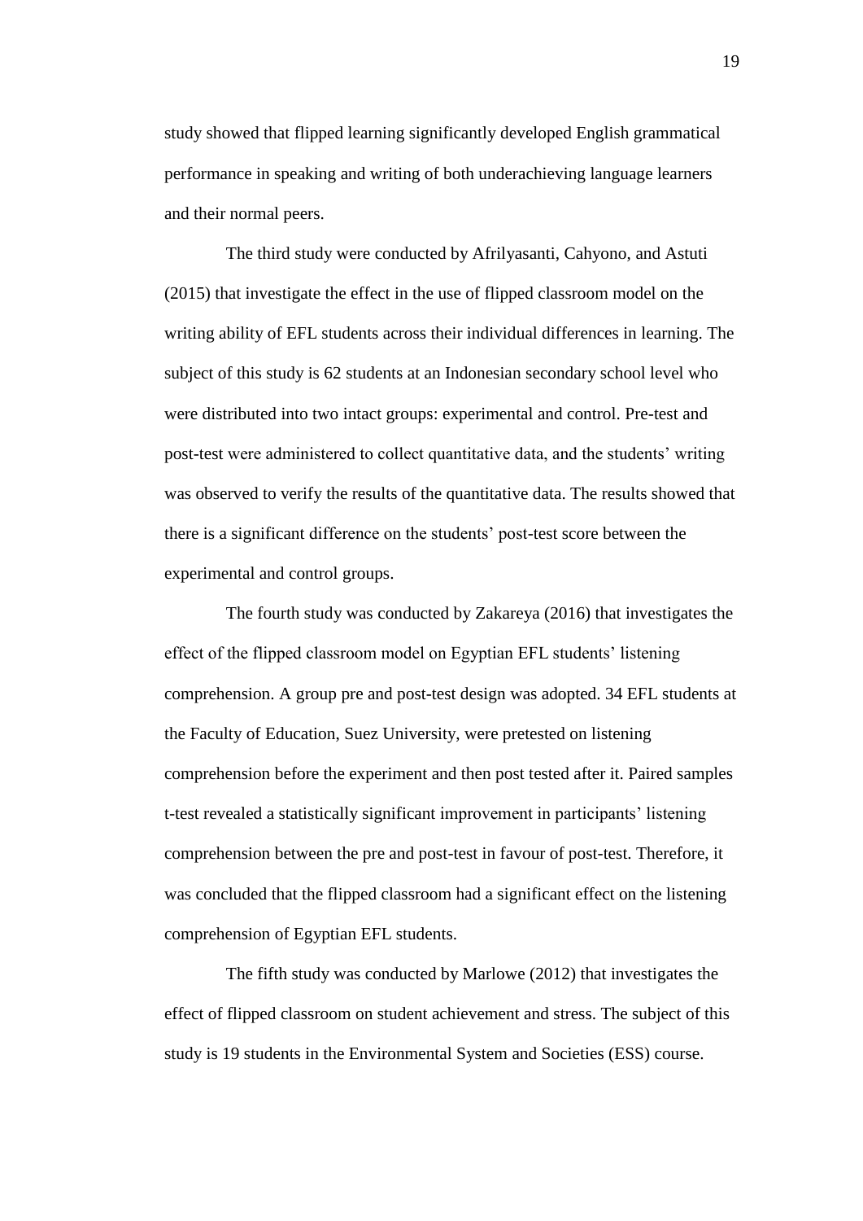study showed that flipped learning significantly developed English grammatical performance in speaking and writing of both underachieving language learners and their normal peers.

The third study were conducted by Afrilyasanti, Cahyono, and Astuti (2015) that investigate the effect in the use of flipped classroom model on the writing ability of EFL students across their individual differences in learning. The subject of this study is 62 students at an Indonesian secondary school level who were distributed into two intact groups: experimental and control. Pre-test and post-test were administered to collect quantitative data, and the students' writing was observed to verify the results of the quantitative data. The results showed that there is a significant difference on the students' post-test score between the experimental and control groups.

The fourth study was conducted by Zakareya (2016) that investigates the effect of the flipped classroom model on Egyptian EFL students' listening comprehension. A group pre and post-test design was adopted. 34 EFL students at the Faculty of Education, Suez University, were pretested on listening comprehension before the experiment and then post tested after it. Paired samples t-test revealed a statistically significant improvement in participants' listening comprehension between the pre and post-test in favour of post-test. Therefore, it was concluded that the flipped classroom had a significant effect on the listening comprehension of Egyptian EFL students.

The fifth study was conducted by Marlowe (2012) that investigates the effect of flipped classroom on student achievement and stress. The subject of this study is 19 students in the Environmental System and Societies (ESS) course.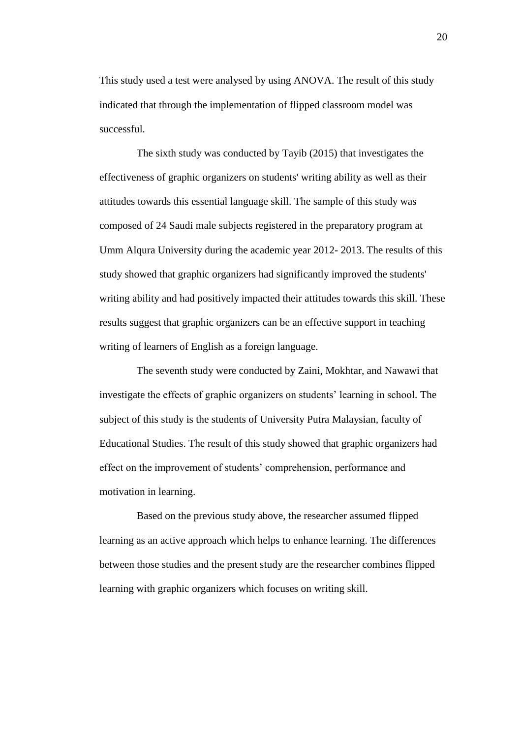This study used a test were analysed by using ANOVA. The result of this study indicated that through the implementation of flipped classroom model was successful.

The sixth study was conducted by Tayib (2015) that investigates the effectiveness of graphic organizers on students' writing ability as well as their attitudes towards this essential language skill. The sample of this study was composed of 24 Saudi male subjects registered in the preparatory program at Umm Alqura University during the academic year 2012- 2013. The results of this study showed that graphic organizers had significantly improved the students' writing ability and had positively impacted their attitudes towards this skill. These results suggest that graphic organizers can be an effective support in teaching writing of learners of English as a foreign language.

The seventh study were conducted by Zaini, Mokhtar, and Nawawi that investigate the effects of graphic organizers on students' learning in school. The subject of this study is the students of University Putra Malaysian, faculty of Educational Studies. The result of this study showed that graphic organizers had effect on the improvement of students' comprehension, performance and motivation in learning.

Based on the previous study above, the researcher assumed flipped learning as an active approach which helps to enhance learning. The differences between those studies and the present study are the researcher combines flipped learning with graphic organizers which focuses on writing skill.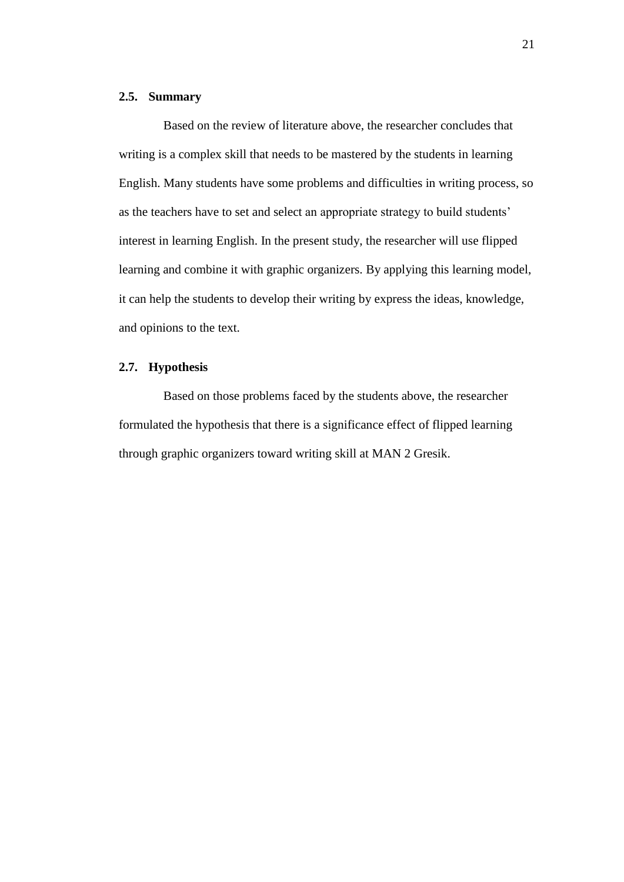### 2.5. Summary

Based on the review of literature above, the researcher concludes that writing is a complex skill that needs to be mastered by the students in learning English. Many students have some problems and difficulties in writing process, so as the teachers have to set and select an appropriate strategy to build students' interest in learning English. In the present study, the researcher will use flipped learning and combine it with graphic organizers. By applying this learning model, it can help the students to develop their writing by express the ideas, knowledge, and opinions to the text.

### 2.7. Hypothesis

Based on those problems faced by the students above, the researcher formulated the hypothesis that there is a significance effect of flipped learning through graphic organizers toward writing skill at MAN 2 Gresik.